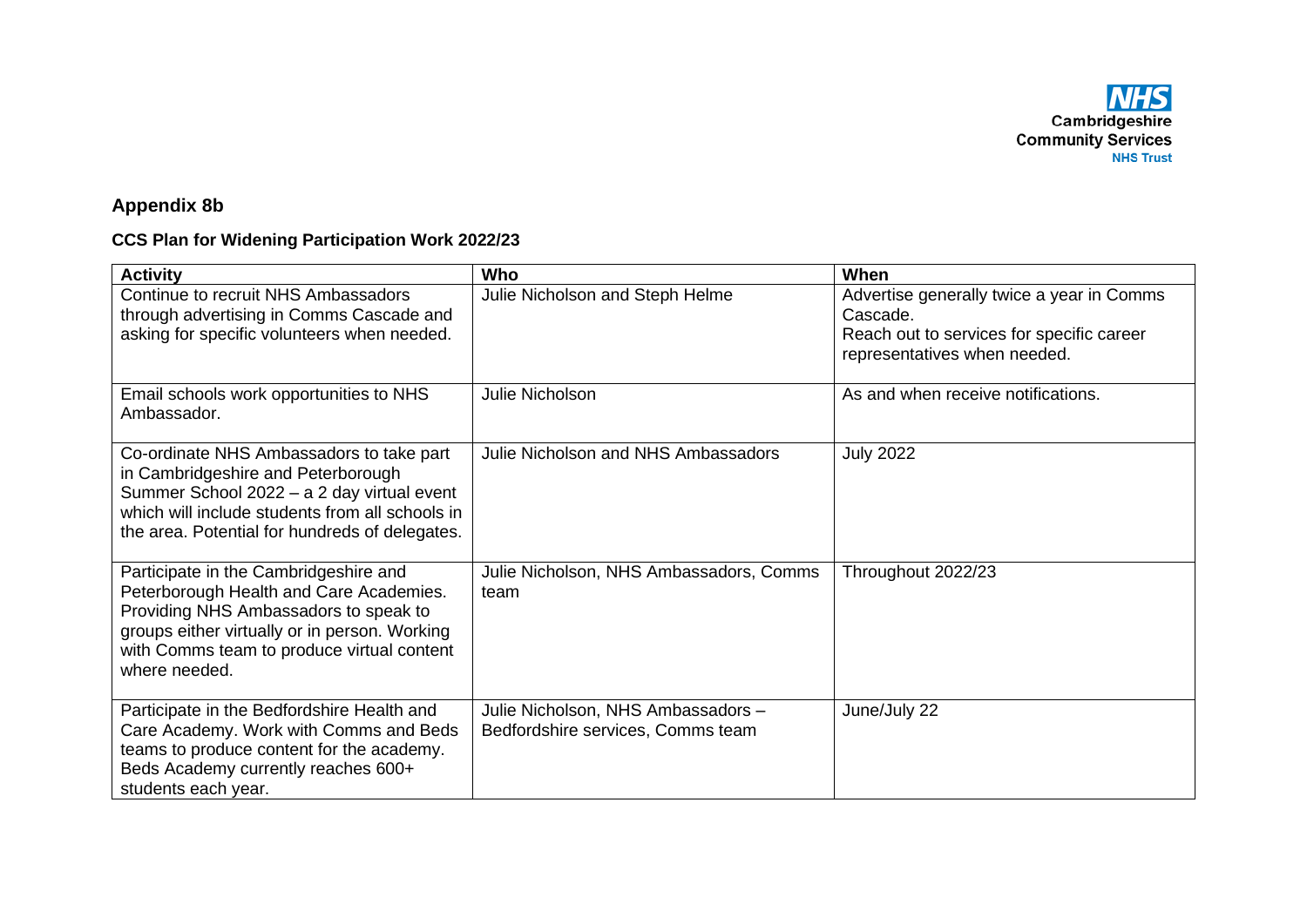NHS Cambridgeshire Community Services NHS Trust

## Appendix 8b

### CCS Plan for Widening Participation Work 2022/23

| Activity | Who | When |
|---|---|---|
| Continue to recruit NHS Ambassadors through advertising in Comms Cascade and asking for specific volunteers when needed. | Julie Nicholson and Steph Helme | Advertise generally twice a year in Comms Cascade.<br>Reach out to services for specific career representatives when needed. |
| Email schools work opportunities to NHS Ambassador. | Julie Nicholson | As and when receive notifications. |
| Co-ordinate NHS Ambassadors to take part in Cambridgeshire and Peterborough Summer School 2022 – a 2 day virtual event which will include students from all schools in the area. Potential for hundreds of delegates. | Julie Nicholson and NHS Ambassadors | July 2022 |
| Participate in the Cambridgeshire and Peterborough Health and Care Academies. Providing NHS Ambassadors to speak to groups either virtually or in person. Working with Comms team to produce virtual content where needed. | Julie Nicholson, NHS Ambassadors, Comms team | Throughout 2022/23 |
| Participate in the Bedfordshire Health and Care Academy. Work with Comms and Beds teams to produce content for the academy. Beds Academy currently reaches 600+ students each year. | Julie Nicholson, NHS Ambassadors – Bedfordshire services, Comms team | June/July 22 |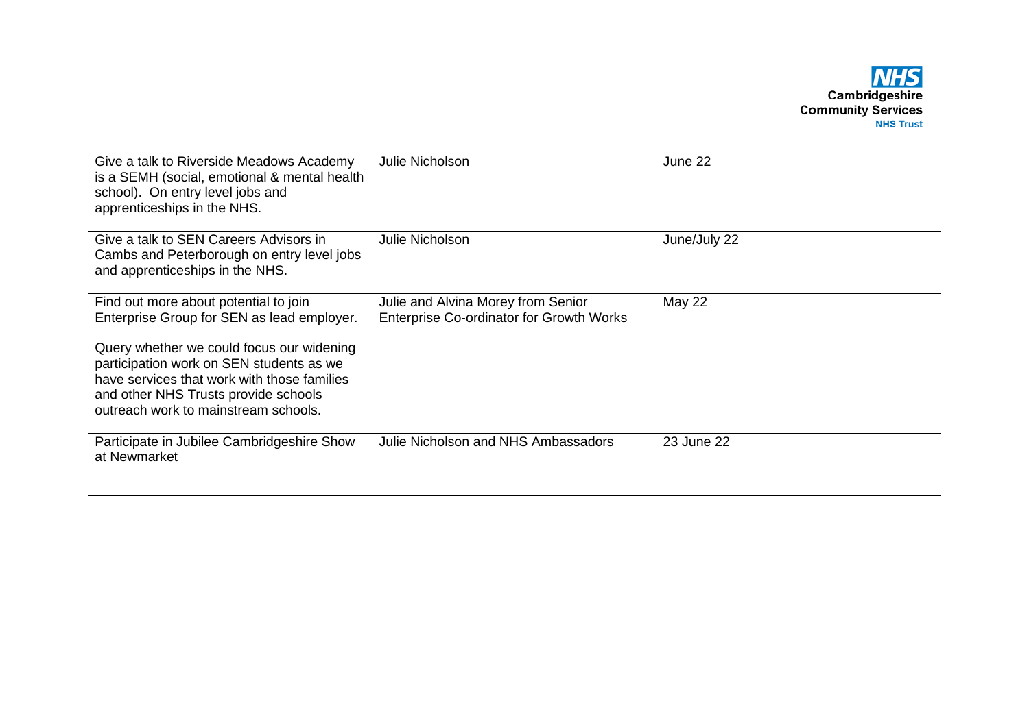| | | |
|---|---|---|
| Give a talk to Riverside Meadows Academy is a SEMH (social, emotional & mental health school). On entry level jobs and apprenticeships in the NHS. | Julie Nicholson | June 22 |
| Give a talk to SEN Careers Advisors in Cambs and Peterborough on entry level jobs and apprenticeships in the NHS. | Julie Nicholson | June/July 22 |
| Find out more about potential to join Enterprise Group for SEN as lead employer.<br><br>Query whether we could focus our widening participation work on SEN students as we have services that work with those families and other NHS Trusts provide schools outreach work to mainstream schools. | Julie and Alvina Morey from Senior Enterprise Co-ordinator for Growth Works | May 22 |
| Participate in Jubilee Cambridgeshire Show at Newmarket | Julie Nicholson and NHS Ambassadors | 23 June 22 |